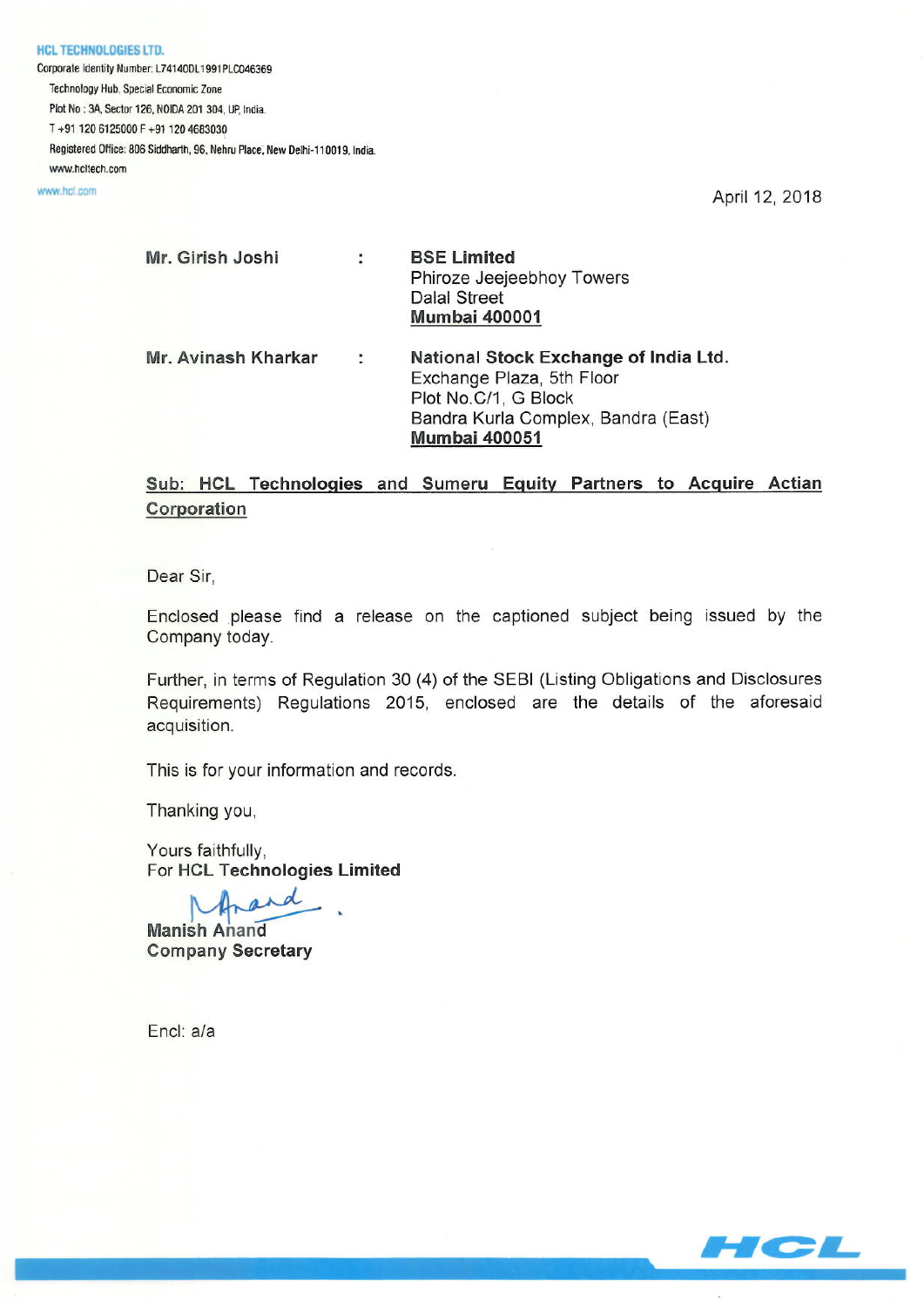**HCL TECHNOLOGIES LTD.**
Corporate Identity Number: L74140DL1991PLC046369
Technology Hub, Special Economic Zone
Plot No : 3A, Sector 126, NOIDA 201 304, UP, India.
T +91 120 6125000 F +91 120 4683030
Registered Office: 806 Siddharth, 96, Nehru Place, New Delhi-110019, India.
www.hcltech.com
www.hcl.com

April 12, 2018

| | | |
|---|---|---|
| **Mr. Girish Joshi** | : | **BSE Limited**<br>Phiroze Jeejeebhoy Towers<br>Dalal Street<br>**Mumbai 400001** |
| **Mr. Avinash Kharkar** | : | **National Stock Exchange of India Ltd.**<br>Exchange Plaza, 5th Floor<br>Plot No.C/1, G Block<br>Bandra Kurla Complex, Bandra (East)<br>**Mumbai 400051** |

**Sub: HCL Technologies and Sumeru Equity Partners to Acquire Actian Corporation**

Dear Sir,

Enclosed please find a release on the captioned subject being issued by the Company today.

Further, in terms of Regulation 30 (4) of the SEBI (Listing Obligations and Disclosures Requirements) Regulations 2015, enclosed are the details of the aforesaid acquisition.

This is for your information and records.

Thanking you,

Yours faithfully,
**For HCL Technologies Limited**

**Manish Anand**
**Company Secretary**

Encl: a/a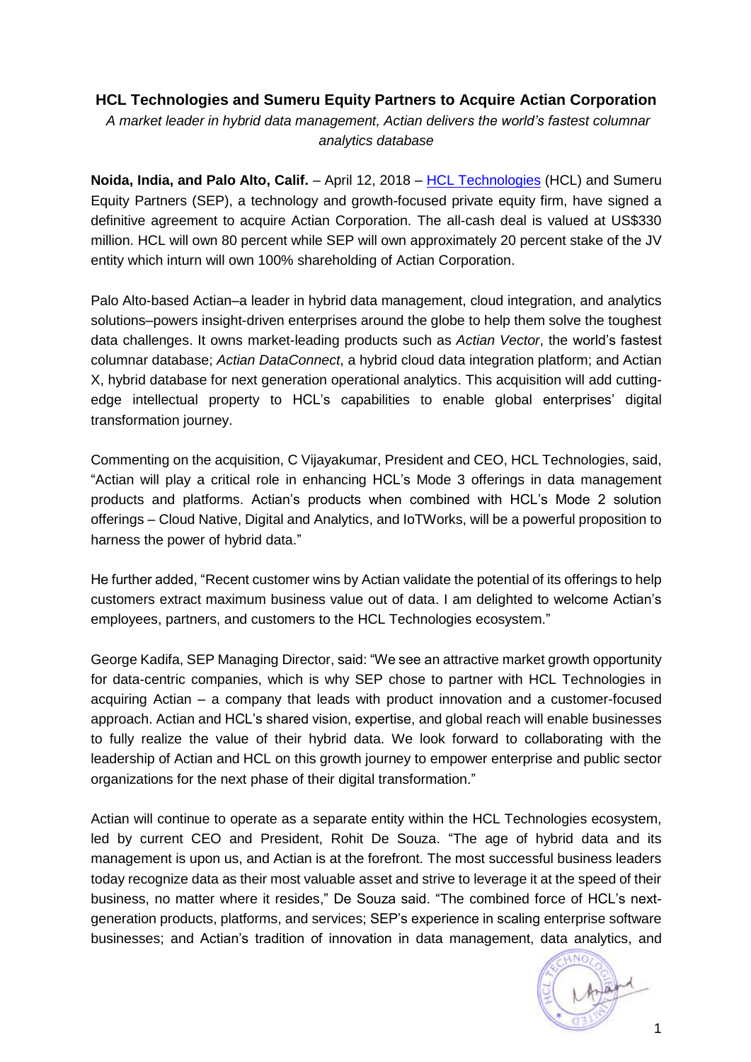**HCL Technologies and Sumeru Equity Partners to Acquire Actian Corporation**

*A market leader in hybrid data management, Actian delivers the world's fastest columnar analytics database*

**Noida, India, and Palo Alto, Calif.** – April 12, 2018 – [HCL Technologies](#) (HCL) and Sumeru Equity Partners (SEP), a technology and growth-focused private equity firm, have signed a definitive agreement to acquire Actian Corporation. The all-cash deal is valued at US$330 million. HCL will own 80 percent while SEP will own approximately 20 percent stake of the JV entity which inturn will own 100% shareholding of Actian Corporation.

Palo Alto-based Actian–a leader in hybrid data management, cloud integration, and analytics solutions–powers insight-driven enterprises around the globe to help them solve the toughest data challenges. It owns market-leading products such as *Actian Vector*, the world's fastest columnar database; *Actian DataConnect*, a hybrid cloud data integration platform; and Actian X, hybrid database for next generation operational analytics. This acquisition will add cutting-edge intellectual property to HCL's capabilities to enable global enterprises' digital transformation journey.

Commenting on the acquisition, C Vijayakumar, President and CEO, HCL Technologies, said, "Actian will play a critical role in enhancing HCL's Mode 3 offerings in data management products and platforms. Actian's products when combined with HCL's Mode 2 solution offerings – Cloud Native, Digital and Analytics, and IoTWorks, will be a powerful proposition to harness the power of hybrid data."

He further added, "Recent customer wins by Actian validate the potential of its offerings to help customers extract maximum business value out of data. I am delighted to welcome Actian's employees, partners, and customers to the HCL Technologies ecosystem."

George Kadifa, SEP Managing Director, said: "We see an attractive market growth opportunity for data-centric companies, which is why SEP chose to partner with HCL Technologies in acquiring Actian – a company that leads with product innovation and a customer-focused approach. Actian and HCL's shared vision, expertise, and global reach will enable businesses to fully realize the value of their hybrid data. We look forward to collaborating with the leadership of Actian and HCL on this growth journey to empower enterprise and public sector organizations for the next phase of their digital transformation."

Actian will continue to operate as a separate entity within the HCL Technologies ecosystem, led by current CEO and President, Rohit De Souza. "The age of hybrid data and its management is upon us, and Actian is at the forefront. The most successful business leaders today recognize data as their most valuable asset and strive to leverage it at the speed of their business, no matter where it resides," De Souza said. "The combined force of HCL's next-generation products, platforms, and services; SEP's experience in scaling enterprise software businesses; and Actian's tradition of innovation in data management, data analytics, and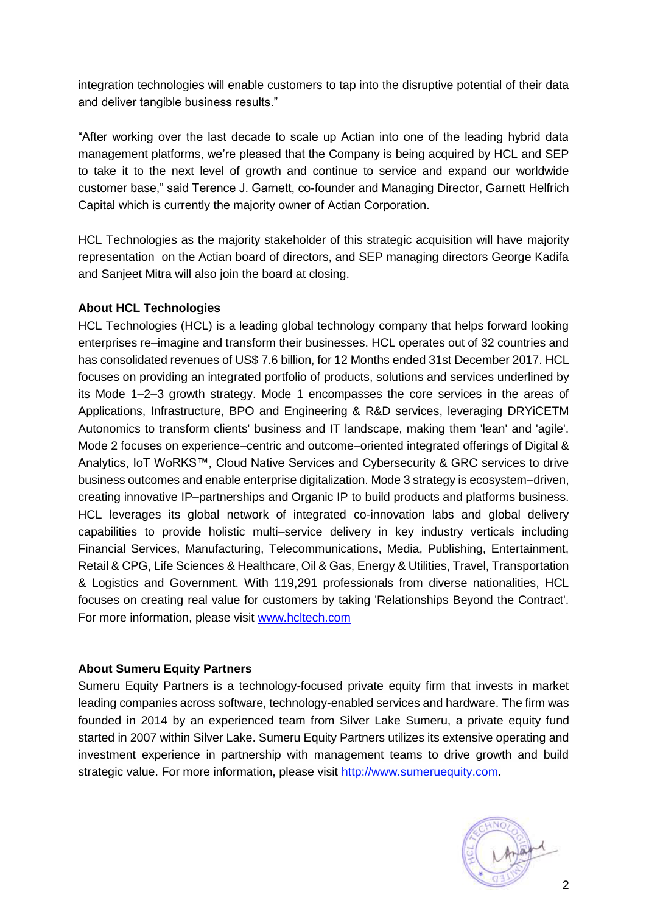integration technologies will enable customers to tap into the disruptive potential of their data and deliver tangible business results."

"After working over the last decade to scale up Actian into one of the leading hybrid data management platforms, we're pleased that the Company is being acquired by HCL and SEP to take it to the next level of growth and continue to service and expand our worldwide customer base," said Terence J. Garnett, co-founder and Managing Director, Garnett Helfrich Capital which is currently the majority owner of Actian Corporation.

HCL Technologies as the majority stakeholder of this strategic acquisition will have majority representation on the Actian board of directors, and SEP managing directors George Kadifa and Sanjeet Mitra will also join the board at closing.

**About HCL Technologies**
HCL Technologies (HCL) is a leading global technology company that helps forward looking enterprises re–imagine and transform their businesses. HCL operates out of 32 countries and has consolidated revenues of US$ 7.6 billion, for 12 Months ended 31st December 2017. HCL focuses on providing an integrated portfolio of products, solutions and services underlined by its Mode 1–2–3 growth strategy. Mode 1 encompasses the core services in the areas of Applications, Infrastructure, BPO and Engineering & R&D services, leveraging DRYiCETM Autonomics to transform clients' business and IT landscape, making them 'lean' and 'agile'. Mode 2 focuses on experience–centric and outcome–oriented integrated offerings of Digital & Analytics, IoT WoRKS™, Cloud Native Services and Cybersecurity & GRC services to drive business outcomes and enable enterprise digitalization. Mode 3 strategy is ecosystem–driven, creating innovative IP–partnerships and Organic IP to build products and platforms business. HCL leverages its global network of integrated co-innovation labs and global delivery capabilities to provide holistic multi–service delivery in key industry verticals including Financial Services, Manufacturing, Telecommunications, Media, Publishing, Entertainment, Retail & CPG, Life Sciences & Healthcare, Oil & Gas, Energy & Utilities, Travel, Transportation & Logistics and Government. With 119,291 professionals from diverse nationalities, HCL focuses on creating real value for customers by taking 'Relationships Beyond the Contract'. For more information, please visit www.hcltech.com

**About Sumeru Equity Partners**
Sumeru Equity Partners is a technology-focused private equity firm that invests in market leading companies across software, technology-enabled services and hardware. The firm was founded in 2014 by an experienced team from Silver Lake Sumeru, a private equity fund started in 2007 within Silver Lake. Sumeru Equity Partners utilizes its extensive operating and investment experience in partnership with management teams to drive growth and build strategic value. For more information, please visit http://www.sumeruequity.com.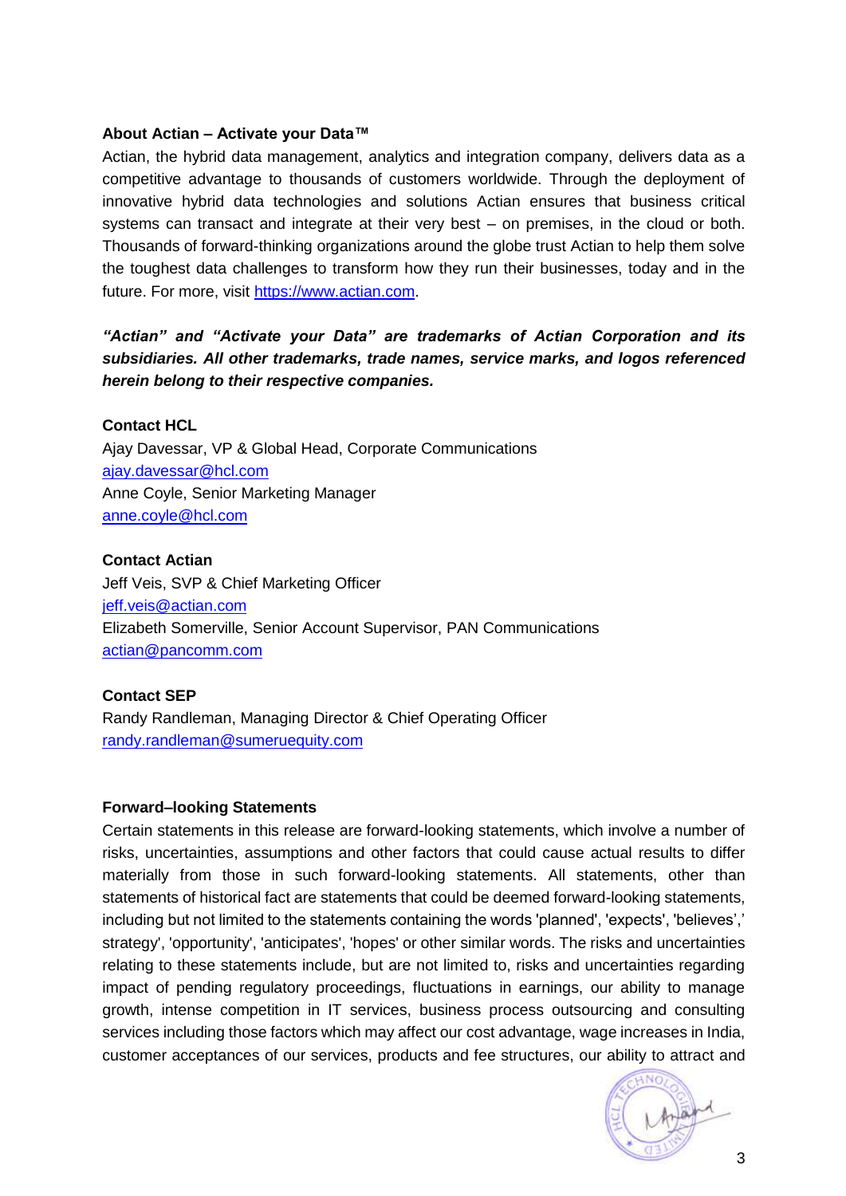**About Actian – Activate your Data™**

Actian, the hybrid data management, analytics and integration company, delivers data as a competitive advantage to thousands of customers worldwide. Through the deployment of innovative hybrid data technologies and solutions Actian ensures that business critical systems can transact and integrate at their very best – on premises, in the cloud or both. Thousands of forward-thinking organizations around the globe trust Actian to help them solve the toughest data challenges to transform how they run their businesses, today and in the future. For more, visit [https://www.actian.com](https://www.actian.com).

***"Actian" and "Activate your Data" are trademarks of Actian Corporation and its subsidiaries. All other trademarks, trade names, service marks, and logos referenced herein belong to their respective companies.***

**Contact HCL**

Ajay Davessar, VP & Global Head, Corporate Communications
ajay.davessar@hcl.com
Anne Coyle, Senior Marketing Manager
anne.coyle@hcl.com

**Contact Actian**

Jeff Veis, SVP & Chief Marketing Officer
jeff.veis@actian.com
Elizabeth Somerville, Senior Account Supervisor, PAN Communications
actian@pancomm.com

**Contact SEP**

Randy Randleman, Managing Director & Chief Operating Officer
randy.randleman@sumeruequity.com

**Forward–looking Statements**

Certain statements in this release are forward-looking statements, which involve a number of risks, uncertainties, assumptions and other factors that could cause actual results to differ materially from those in such forward-looking statements. All statements, other than statements of historical fact are statements that could be deemed forward-looking statements, including but not limited to the statements containing the words 'planned', 'expects', 'believes',' strategy', 'opportunity', 'anticipates', 'hopes' or other similar words. The risks and uncertainties relating to these statements include, but are not limited to, risks and uncertainties regarding impact of pending regulatory proceedings, fluctuations in earnings, our ability to manage growth, intense competition in IT services, business process outsourcing and consulting services including those factors which may affect our cost advantage, wage increases in India, customer acceptances of our services, products and fee structures, our ability to attract and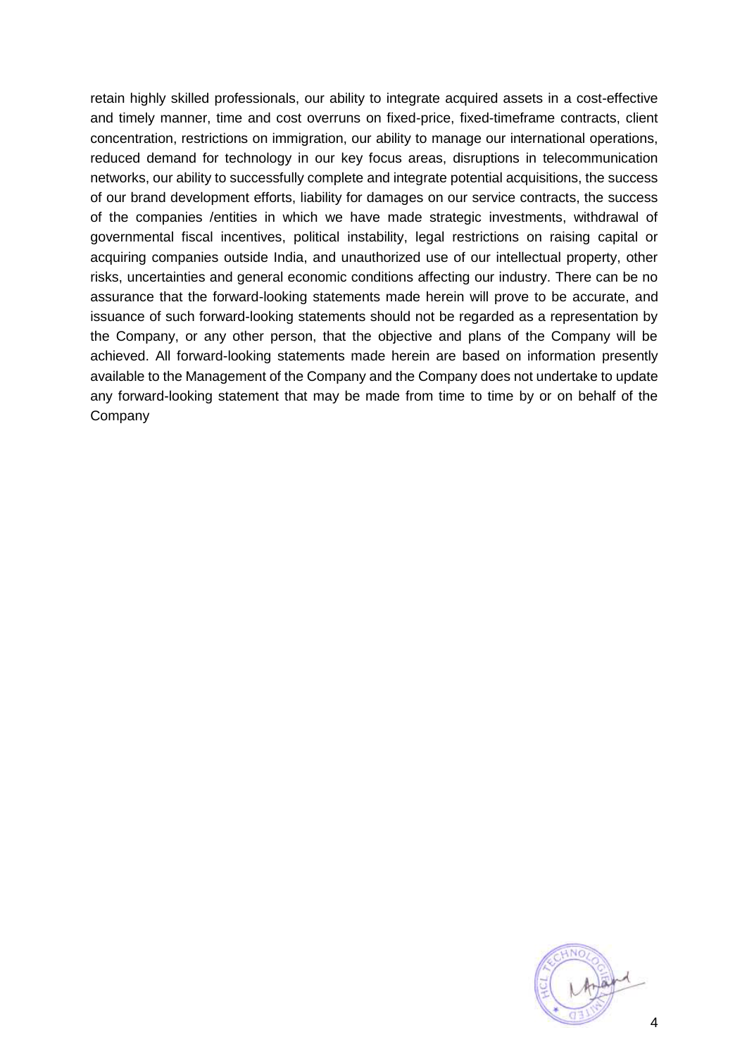retain highly skilled professionals, our ability to integrate acquired assets in a cost-effective and timely manner, time and cost overruns on fixed-price, fixed-timeframe contracts, client concentration, restrictions on immigration, our ability to manage our international operations, reduced demand for technology in our key focus areas, disruptions in telecommunication networks, our ability to successfully complete and integrate potential acquisitions, the success of our brand development efforts, liability for damages on our service contracts, the success of the companies /entities in which we have made strategic investments, withdrawal of governmental fiscal incentives, political instability, legal restrictions on raising capital or acquiring companies outside India, and unauthorized use of our intellectual property, other risks, uncertainties and general economic conditions affecting our industry. There can be no assurance that the forward-looking statements made herein will prove to be accurate, and issuance of such forward-looking statements should not be regarded as a representation by the Company, or any other person, that the objective and plans of the Company will be achieved. All forward-looking statements made herein are based on information presently available to the Management of the Company and the Company does not undertake to update any forward-looking statement that may be made from time to time by or on behalf of the Company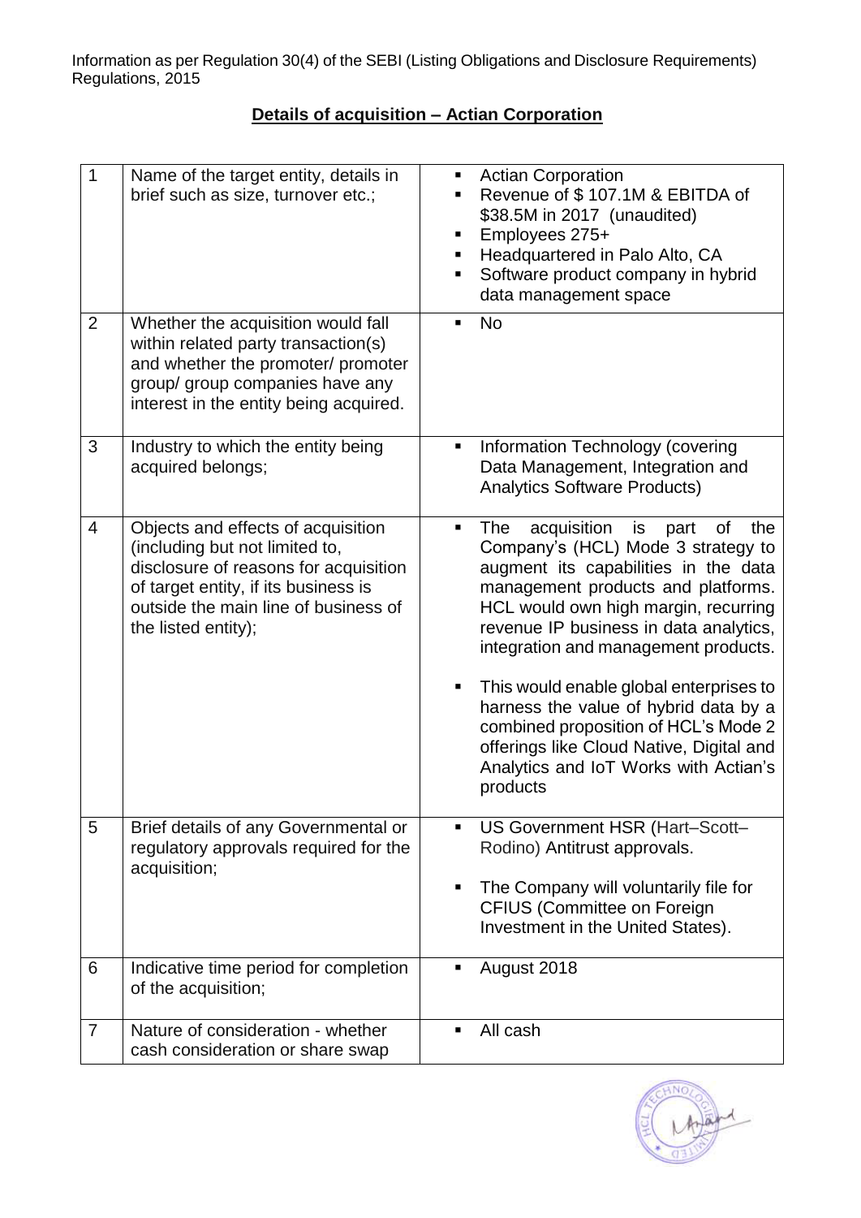Information as per Regulation 30(4) of the SEBI (Listing Obligations and Disclosure Requirements) Regulations, 2015

## **Details of acquisition – Actian Corporation**

| | | |
|---|---|---|
| 1 | Name of the target entity, details in brief such as size, turnover etc.; | ▪ Actian Corporation<br>▪ Revenue of $ 107.1M & EBITDA of $38.5M in 2017 (unaudited)<br>▪ Employees 275+<br>▪ Headquartered in Palo Alto, CA<br>▪ Software product company in hybrid data management space |
| 2 | Whether the acquisition would fall within related party transaction(s) and whether the promoter/ promoter group/ group companies have any interest in the entity being acquired. | ▪ No |
| 3 | Industry to which the entity being acquired belongs; | ▪ Information Technology (covering Data Management, Integration and Analytics Software Products) |
| 4 | Objects and effects of acquisition (including but not limited to, disclosure of reasons for acquisition of target entity, if its business is outside the main line of business of the listed entity); | ▪ The acquisition is part of the Company's (HCL) Mode 3 strategy to augment its capabilities in the data management products and platforms. HCL would own high margin, recurring revenue IP business in data analytics, integration and management products.<br>▪ This would enable global enterprises to harness the value of hybrid data by a combined proposition of HCL's Mode 2 offerings like Cloud Native, Digital and Analytics and IoT Works with Actian's products |
| 5 | Brief details of any Governmental or regulatory approvals required for the acquisition; | ▪ US Government HSR (Hart–Scott–Rodino) Antitrust approvals.<br>▪ The Company will voluntarily file for CFIUS (Committee on Foreign Investment in the United States). |
| 6 | Indicative time period for completion of the acquisition; | ▪ August 2018 |
| 7 | Nature of consideration - whether cash consideration or share swap | ▪ All cash |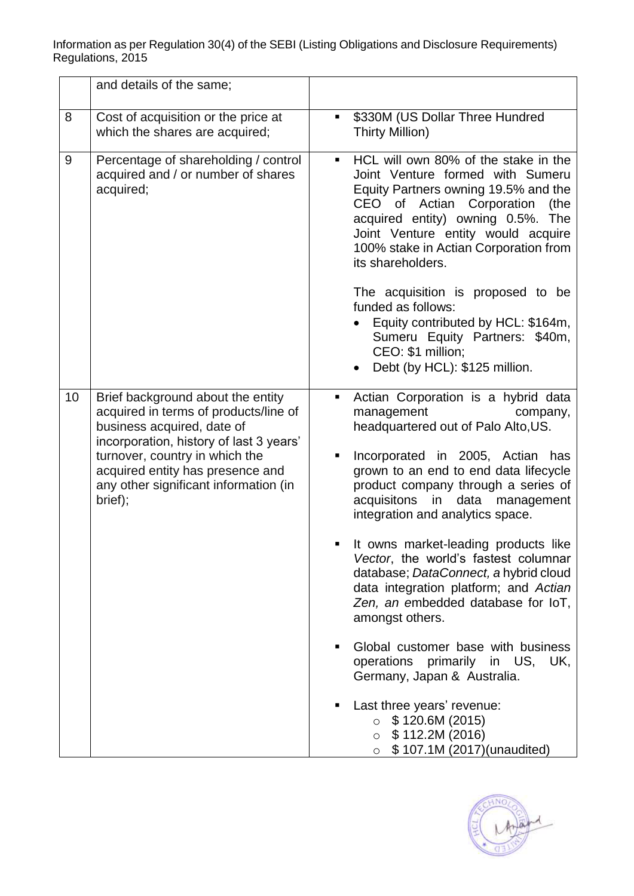Information as per Regulation 30(4) of the SEBI (Listing Obligations and Disclosure Requirements) Regulations, 2015

| | | |
|---|---|---|
| | and details of the same; | |
| 8 | Cost of acquisition or the price at which the shares are acquired; | ▪ $330M (US Dollar Three Hundred Thirty Million) |
| 9 | Percentage of shareholding / control acquired and / or number of shares acquired; | ▪ HCL will own 80% of the stake in the Joint Venture formed with Sumeru Equity Partners owning 19.5% and the CEO of Actian Corporation (the acquired entity) owning 0.5%. The Joint Venture entity would acquire 100% stake in Actian Corporation from its shareholders.<br><br>The acquisition is proposed to be funded as follows:<br>• Equity contributed by HCL: $164m, Sumeru Equity Partners: $40m, CEO: $1 million;<br>• Debt (by HCL): $125 million. |
| 10 | Brief background about the entity acquired in terms of products/line of business acquired, date of incorporation, history of last 3 years' turnover, country in which the acquired entity has presence and any other significant information (in brief); | ▪ Actian Corporation is a hybrid data management company, headquartered out of Palo Alto,US.<br><br>▪ Incorporated in 2005, Actian has grown to an end to end data lifecycle product company through a series of acquisitons in data management integration and analytics space.<br><br>▪ It owns market-leading products like *Vector*, the world's fastest columnar database; *DataConnect, a* hybrid cloud data integration platform; and *Actian Zen, an* embedded database for IoT, amongst others.<br><br>▪ Global customer base with business operations primarily in US, UK, Germany, Japan & Australia.<br><br>▪ Last three years' revenue:<br>○ $ 120.6M (2015)<br>○ $ 112.2M (2016)<br>○ $ 107.1M (2017)(unaudited) |